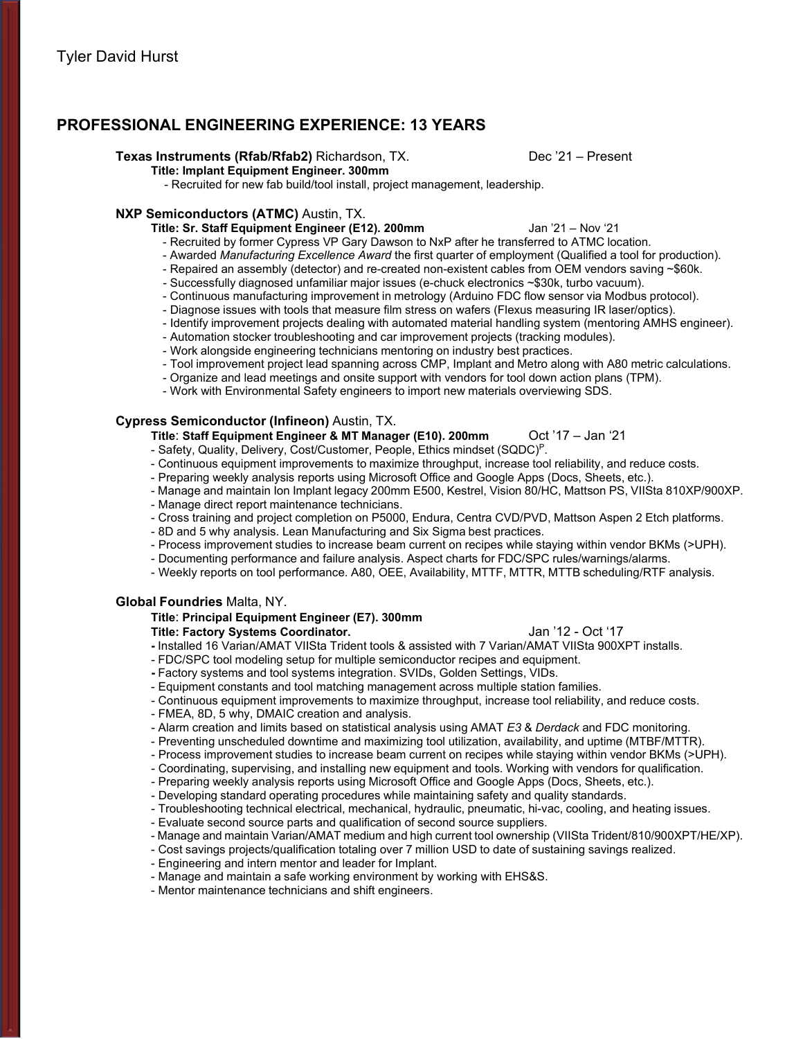Tyler David Hurst

## PROFESSIONAL ENGINEERING EXPERIENCE: 13 YEARS

**Texas Instruments (Rfab/Rfab2)** Richardson, TX. Dec '21 – Present

**Title: Implant Equipment Engineer. 300mm**

- Recruited for new fab build/tool install, project management, leadership.

**NXP Semiconductors (ATMC)** Austin, TX.

**Title: Sr. Staff Equipment Engineer (E12). 200mm** Jan '21 – Nov '21

- Recruited by former Cypress VP Gary Dawson to NxP after he transferred to ATMC location.
- Awarded *Manufacturing Excellence Award* the first quarter of employment (Qualified a tool for production).
- Repaired an assembly (detector) and re-created non-existent cables from OEM vendors saving ~$60k.
- Successfully diagnosed unfamiliar major issues (e-chuck electronics ~$30k, turbo vacuum).
- Continuous manufacturing improvement in metrology (Arduino FDC flow sensor via Modbus protocol).
- Diagnose issues with tools that measure film stress on wafers (Flexus measuring IR laser/optics).
- Identify improvement projects dealing with automated material handling system (mentoring AMHS engineer).
- Automation stocker troubleshooting and car improvement projects (tracking modules).
- Work alongside engineering technicians mentoring on industry best practices.
- Tool improvement project lead spanning across CMP, Implant and Metro along with A80 metric calculations.
- Organize and lead meetings and onsite support with vendors for tool down action plans (TPM).
- Work with Environmental Safety engineers to import new materials overviewing SDS.

**Cypress Semiconductor (Infineon)** Austin, TX.

**Title**: **Staff Equipment Engineer & MT Manager (E10). 200mm** Oct '17 – Jan '21

- Safety, Quality, Delivery, Cost/Customer, People, Ethics mindset (SQDC)[P].
- Continuous equipment improvements to maximize throughput, increase tool reliability, and reduce costs.
- Preparing weekly analysis reports using Microsoft Office and Google Apps (Docs, Sheets, etc.).
- Manage and maintain Ion Implant legacy 200mm E500, Kestrel, Vision 80/HC, Mattson PS, VIISta 810XP/900XP.
- Manage direct report maintenance technicians.
- Cross training and project completion on P5000, Endura, Centra CVD/PVD, Mattson Aspen 2 Etch platforms.
- 8D and 5 why analysis. Lean Manufacturing and Six Sigma best practices.
- Process improvement studies to increase beam current on recipes while staying within vendor BKMs (>UPH).
- Documenting performance and failure analysis. Aspect charts for FDC/SPC rules/warnings/alarms.
- Weekly reports on tool performance. A80, OEE, Availability, MTTF, MTTR, MTTB scheduling/RTF analysis.

**Global Foundries** Malta, NY.

**Title**: **Principal Equipment Engineer (E7). 300mm**

**Title: Factory Systems Coordinator.** Jan '12 - Oct '17

- Installed 16 Varian/AMAT VIISta Trident tools & assisted with 7 Varian/AMAT VIISta 900XPT installs.
- FDC/SPC tool modeling setup for multiple semiconductor recipes and equipment.
- Factory systems and tool systems integration. SVIDs, Golden Settings, VIDs.
- Equipment constants and tool matching management across multiple station families.
- Continuous equipment improvements to maximize throughput, increase tool reliability, and reduce costs.
- FMEA, 8D, 5 why, DMAIC creation and analysis.
- Alarm creation and limits based on statistical analysis using AMAT *E3* & *Derdack* and FDC monitoring.
- Preventing unscheduled downtime and maximizing tool utilization, availability, and uptime (MTBF/MTTR).
- Process improvement studies to increase beam current on recipes while staying within vendor BKMs (>UPH).
- Coordinating, supervising, and installing new equipment and tools. Working with vendors for qualification.
- Preparing weekly analysis reports using Microsoft Office and Google Apps (Docs, Sheets, etc.).
- Developing standard operating procedures while maintaining safety and quality standards.
- Troubleshooting technical electrical, mechanical, hydraulic, pneumatic, hi-vac, cooling, and heating issues.
- Evaluate second source parts and qualification of second source suppliers.
- Manage and maintain Varian/AMAT medium and high current tool ownership (VIISta Trident/810/900XPT/HE/XP).
- Cost savings projects/qualification totaling over 7 million USD to date of sustaining savings realized.
- Engineering and intern mentor and leader for Implant.
- Manage and maintain a safe working environment by working with EHS&S.
- Mentor maintenance technicians and shift engineers.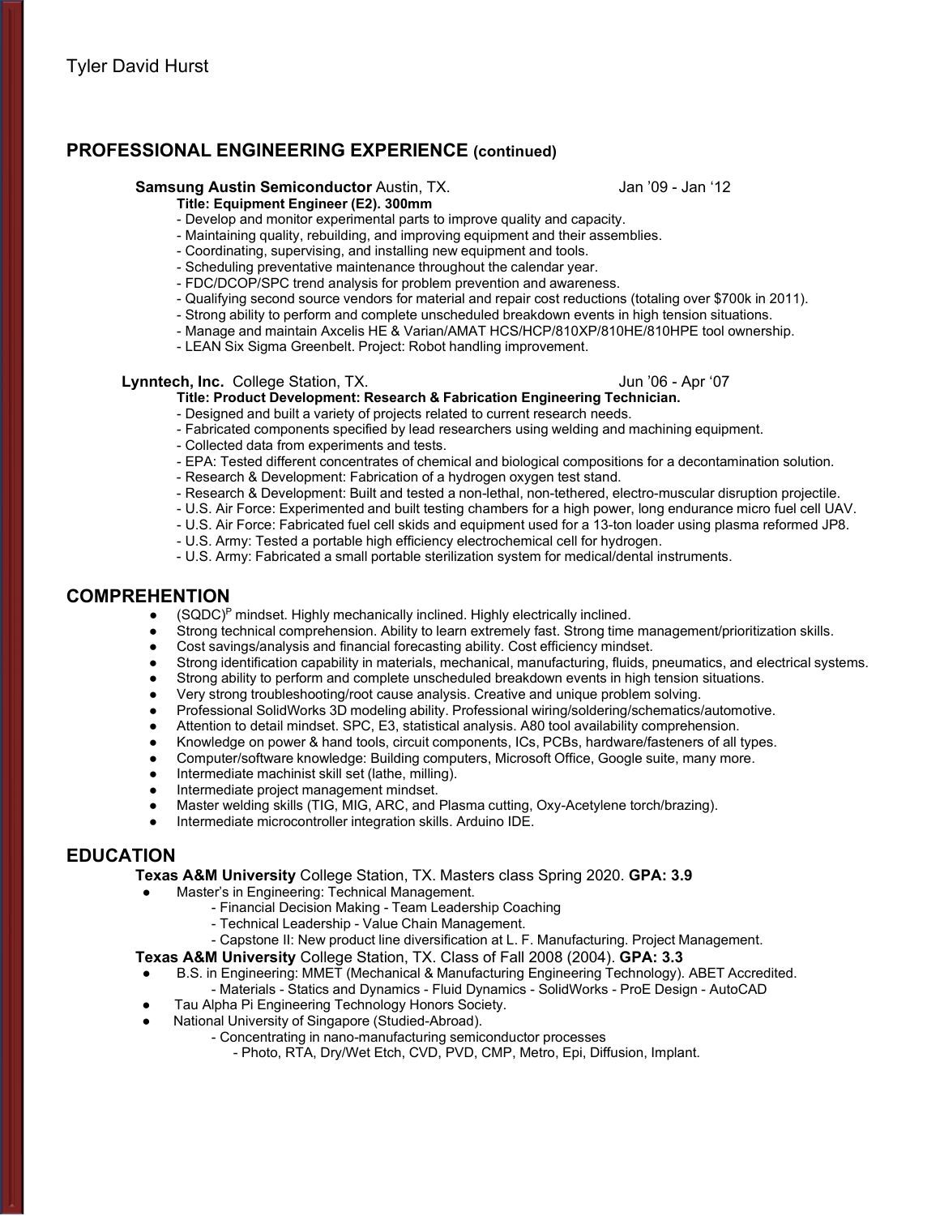## PROFESSIONAL ENGINEERING EXPERIENCE (continued)

**Samsung Austin Semiconductor** Austin, TX. Jan '09 - Jan '12

**Title: Equipment Engineer (E2). 300mm**

- Develop and monitor experimental parts to improve quality and capacity.
- Maintaining quality, rebuilding, and improving equipment and their assemblies.
- Coordinating, supervising, and installing new equipment and tools.
- Scheduling preventative maintenance throughout the calendar year.
- FDC/DCOP/SPC trend analysis for problem prevention and awareness.
- Qualifying second source vendors for material and repair cost reductions (totaling over $700k in 2011).
- Strong ability to perform and complete unscheduled breakdown events in high tension situations.
- Manage and maintain Axcelis HE & Varian/AMAT HCS/HCP/810XP/810HE/810HPE tool ownership.
- LEAN Six Sigma Greenbelt. Project: Robot handling improvement.

**Lynntech, Inc.** College Station, TX. Jun '06 - Apr '07

**Title: Product Development: Research & Fabrication Engineering Technician.**

- Designed and built a variety of projects related to current research needs.
- Fabricated components specified by lead researchers using welding and machining equipment.
- Collected data from experiments and tests.
- EPA: Tested different concentrates of chemical and biological compositions for a decontamination solution.
- Research & Development: Fabrication of a hydrogen oxygen test stand.
- Research & Development: Built and tested a non-lethal, non-tethered, electro-muscular disruption projectile.
- U.S. Air Force: Experimented and built testing chambers for a high power, long endurance micro fuel cell UAV.
- U.S. Air Force: Fabricated fuel cell skids and equipment used for a 13-ton loader using plasma reformed JP8.
- U.S. Army: Tested a portable high efficiency electrochemical cell for hydrogen.
- U.S. Army: Fabricated a small portable sterilization system for medical/dental instruments.

## COMPREHENTION

- $(SQDC)^P$ mindset. Highly mechanically inclined. Highly electrically inclined.
- Strong technical comprehension. Ability to learn extremely fast. Strong time management/prioritization skills.
- Cost savings/analysis and financial forecasting ability. Cost efficiency mindset.
- Strong identification capability in materials, mechanical, manufacturing, fluids, pneumatics, and electrical systems.
- Strong ability to perform and complete unscheduled breakdown events in high tension situations.
- Very strong troubleshooting/root cause analysis. Creative and unique problem solving.
- Professional SolidWorks 3D modeling ability. Professional wiring/soldering/schematics/automotive.
- Attention to detail mindset. SPC, E3, statistical analysis. A80 tool availability comprehension.
- Knowledge on power & hand tools, circuit components, ICs, PCBs, hardware/fasteners of all types.
- Computer/software knowledge: Building computers, Microsoft Office, Google suite, many more.
- Intermediate machinist skill set (lathe, milling).
- Intermediate project management mindset.
- Master welding skills (TIG, MIG, ARC, and Plasma cutting, Oxy-Acetylene torch/brazing).
- Intermediate microcontroller integration skills. Arduino IDE.

## EDUCATION

**Texas A&M University** College Station, TX. Masters class Spring 2020. **GPA: 3.9**

- Master's in Engineering: Technical Management.
  - Financial Decision Making - Team Leadership Coaching
  - Technical Leadership - Value Chain Management.
  - Capstone II: New product line diversification at L. F. Manufacturing. Project Management.

**Texas A&M University** College Station, TX. Class of Fall 2008 (2004). **GPA: 3.3**

- B.S. in Engineering: MMET (Mechanical & Manufacturing Engineering Technology). ABET Accredited.
  - Materials - Statics and Dynamics - Fluid Dynamics - SolidWorks - ProE Design - AutoCAD
- Tau Alpha Pi Engineering Technology Honors Society.
- National University of Singapore (Studied-Abroad).
  - Concentrating in nano-manufacturing semiconductor processes
    - Photo, RTA, Dry/Wet Etch, CVD, PVD, CMP, Metro, Epi, Diffusion, Implant.